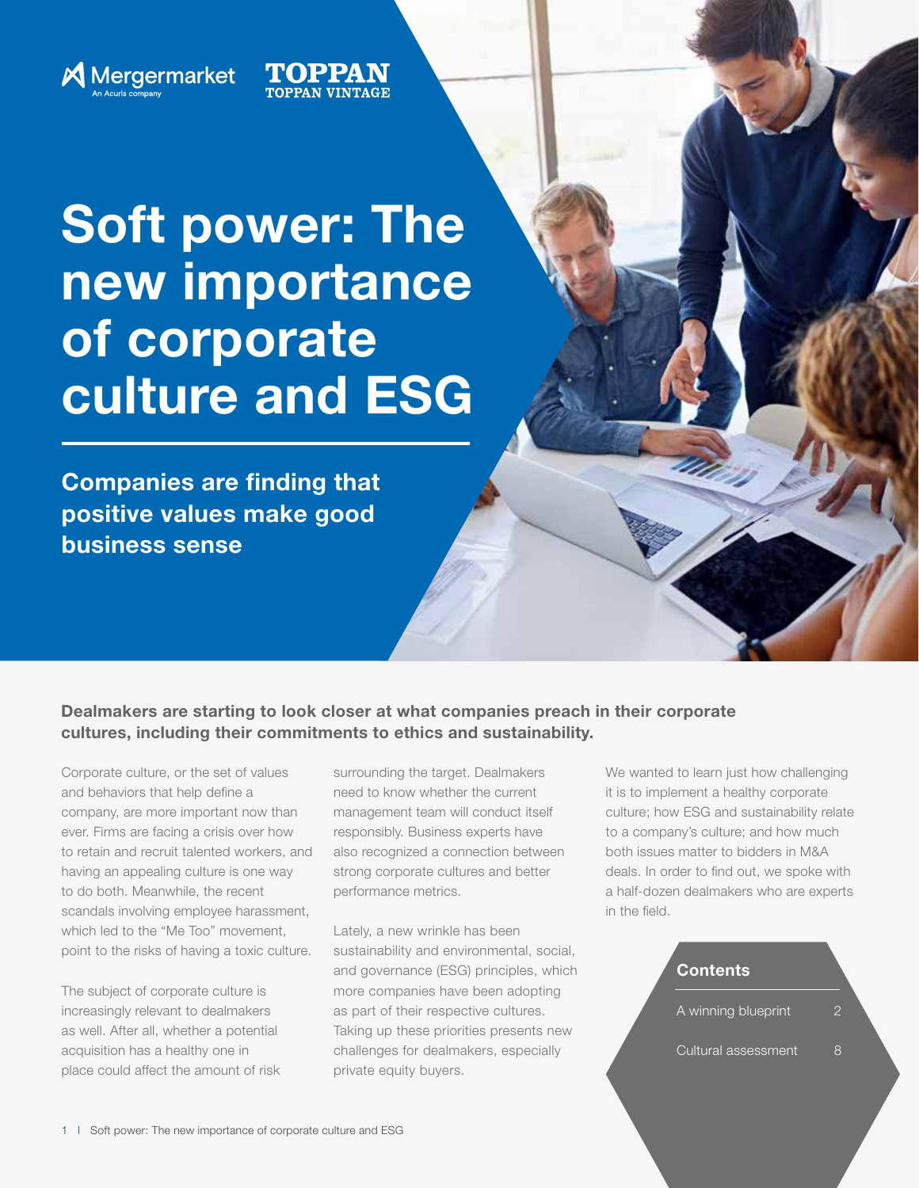Mergermarket
An Acuris company

TOPPAN
TOPPAN VINTAGE

# Soft power: The new importance of corporate culture and ESG

## Companies are finding that positive values make good business sense

**Dealmakers are starting to look closer at what companies preach in their corporate cultures, including their commitments to ethics and sustainability.**

Corporate culture, or the set of values and behaviors that help define a company, are more important now than ever. Firms are facing a crisis over how to retain and recruit talented workers, and having an appealing culture is one way to do both. Meanwhile, the recent scandals involving employee harassment, which led to the "Me Too" movement, point to the risks of having a toxic culture.

The subject of corporate culture is increasingly relevant to dealmakers as well. After all, whether a potential acquisition has a healthy one in place could affect the amount of risk surrounding the target. Dealmakers need to know whether the current management team will conduct itself responsibly. Business experts have also recognized a connection between strong corporate cultures and better performance metrics.

Lately, a new wrinkle has been sustainability and environmental, social, and governance (ESG) principles, which more companies have been adopting as part of their respective cultures. Taking up these priorities presents new challenges for dealmakers, especially private equity buyers.

We wanted to learn just how challenging it is to implement a healthy corporate culture; how ESG and sustainability relate to a company's culture; and how much both issues matter to bidders in M&A deals. In order to find out, we spoke with a half-dozen dealmakers who are experts in the field.

**Contents**

| | |
|---|---|
| A winning blueprint | 2 |
| Cultural assessment | 8 |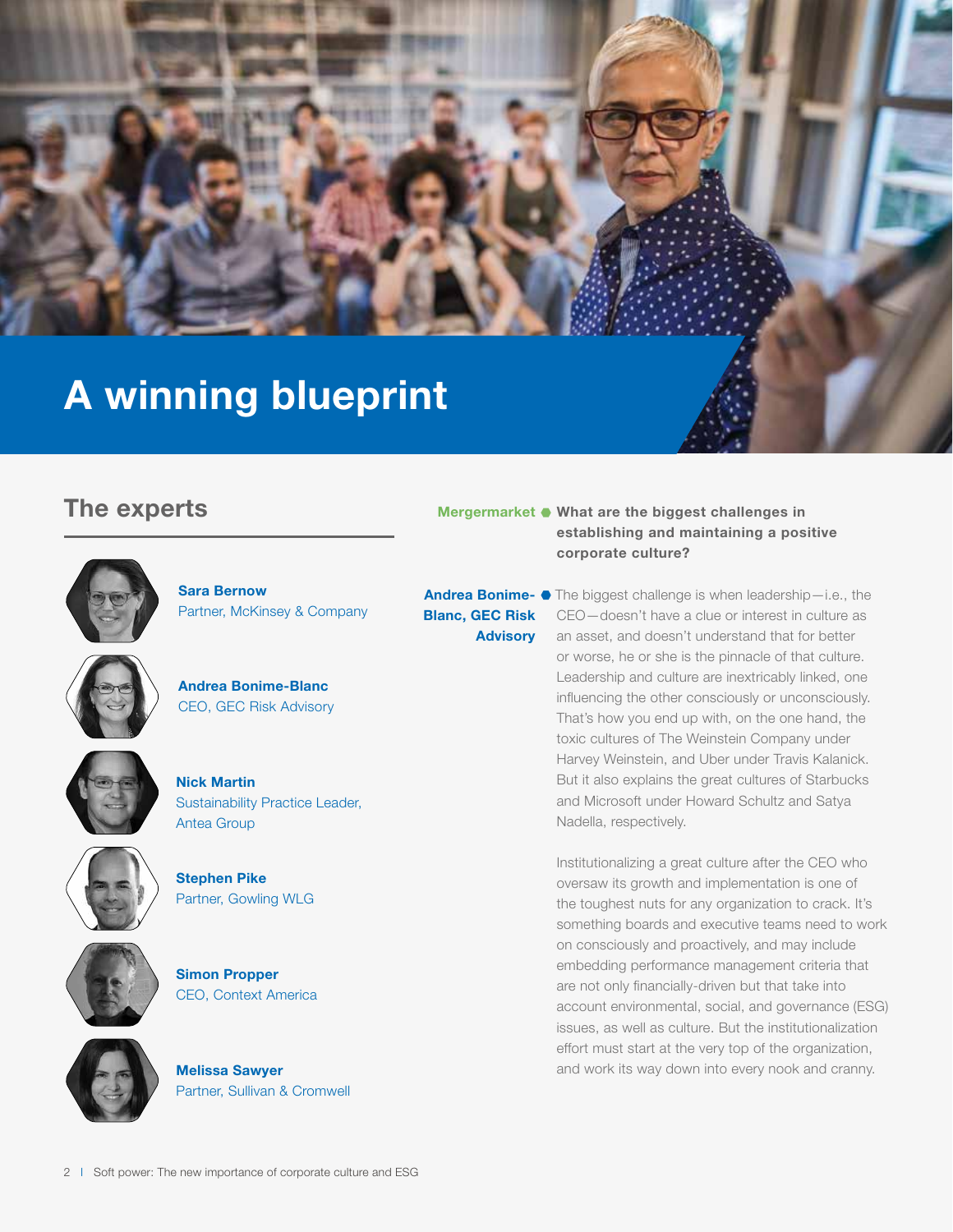# A winning blueprint

## The experts

**Sara Bernow**
Partner, McKinsey & Company

**Andrea Bonime-Blanc**
CEO, GEC Risk Advisory

**Nick Martin**
Sustainability Practice Leader, Antea Group

**Stephen Pike**
Partner, Gowling WLG

**Simon Propper**
CEO, Context America

**Melissa Sawyer**
Partner, Sullivan & Cromwell

**Mergermarket** **What are the biggest challenges in establishing and maintaining a positive corporate culture?**

**Andrea Bonime-Blanc, GEC Risk Advisory** The biggest challenge is when leadership—i.e., the CEO—doesn't have a clue or interest in culture as an asset, and doesn't understand that for better or worse, he or she is the pinnacle of that culture. Leadership and culture are inextricably linked, one influencing the other consciously or unconsciously. That's how you end up with, on the one hand, the toxic cultures of The Weinstein Company under Harvey Weinstein, and Uber under Travis Kalanick. But it also explains the great cultures of Starbucks and Microsoft under Howard Schultz and Satya Nadella, respectively.

Institutionalizing a great culture after the CEO who oversaw its growth and implementation is one of the toughest nuts for any organization to crack. It's something boards and executive teams need to work on consciously and proactively, and may include embedding performance management criteria that are not only financially-driven but that take into account environmental, social, and governance (ESG) issues, as well as culture. But the institutionalization effort must start at the very top of the organization, and work its way down into every nook and cranny.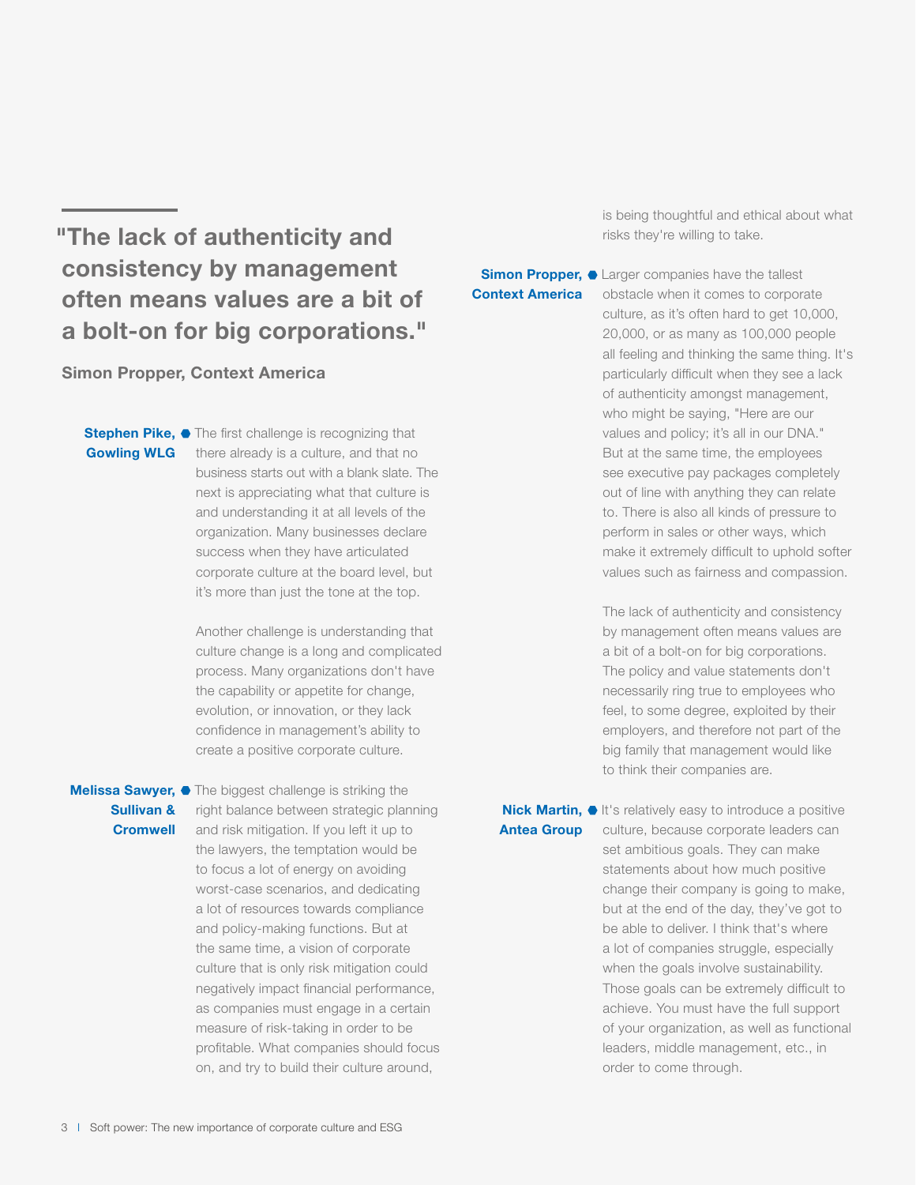> **"The lack of authenticity and consistency by management often means values are a bit of a bolt-on for big corporations."**
>
> **Simon Propper, Context America**

**Stephen Pike, Gowling WLG** The first challenge is recognizing that there already is a culture, and that no business starts out with a blank slate. The next is appreciating what that culture is and understanding it at all levels of the organization. Many businesses declare success when they have articulated corporate culture at the board level, but it's more than just the tone at the top.

Another challenge is understanding that culture change is a long and complicated process. Many organizations don't have the capability or appetite for change, evolution, or innovation, or they lack confidence in management's ability to create a positive corporate culture.

**Melissa Sawyer, Sullivan & Cromwell** The biggest challenge is striking the right balance between strategic planning and risk mitigation. If you left it up to the lawyers, the temptation would be to focus a lot of energy on avoiding worst-case scenarios, and dedicating a lot of resources towards compliance and policy-making functions. But at the same time, a vision of corporate culture that is only risk mitigation could negatively impact financial performance, as companies must engage in a certain measure of risk-taking in order to be profitable. What companies should focus on, and try to build their culture around, is being thoughtful and ethical about what risks they're willing to take.

**Simon Propper, Context America** Larger companies have the tallest obstacle when it comes to corporate culture, as it's often hard to get 10,000, 20,000, or as many as 100,000 people all feeling and thinking the same thing. It's particularly difficult when they see a lack of authenticity amongst management, who might be saying, "Here are our values and policy; it's all in our DNA." But at the same time, the employees see executive pay packages completely out of line with anything they can relate to. There is also all kinds of pressure to perform in sales or other ways, which make it extremely difficult to uphold softer values such as fairness and compassion.

The lack of authenticity and consistency by management often means values are a bit of a bolt-on for big corporations. The policy and value statements don't necessarily ring true to employees who feel, to some degree, exploited by their employers, and therefore not part of the big family that management would like to think their companies are.

**Nick Martin, Antea Group** It's relatively easy to introduce a positive culture, because corporate leaders can set ambitious goals. They can make statements about how much positive change their company is going to make, but at the end of the day, they've got to be able to deliver. I think that's where a lot of companies struggle, especially when the goals involve sustainability. Those goals can be extremely difficult to achieve. You must have the full support of your organization, as well as functional leaders, middle management, etc., in order to come through.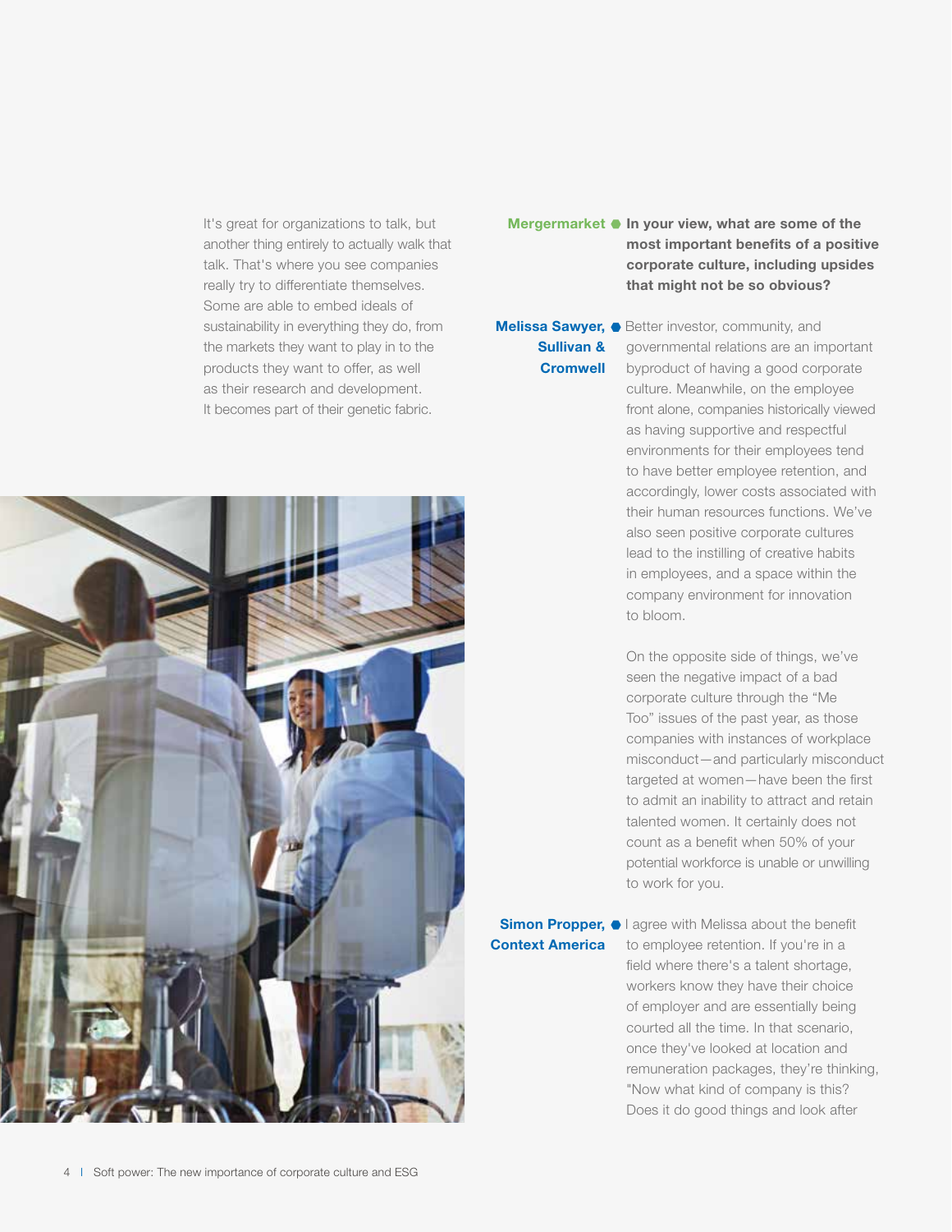It's great for organizations to talk, but another thing entirely to actually walk that talk. That's where you see companies really try to differentiate themselves. Some are able to embed ideals of sustainability in everything they do, from the markets they want to play in to the products they want to offer, as well as their research and development. It becomes part of their genetic fabric.

**Mergermarket** **In your view, what are some of the most important benefits of a positive corporate culture, including upsides that might not be so obvious?**

**Melissa Sawyer, Sullivan & Cromwell** Better investor, community, and governmental relations are an important byproduct of having a good corporate culture. Meanwhile, on the employee front alone, companies historically viewed as having supportive and respectful environments for their employees tend to have better employee retention, and accordingly, lower costs associated with their human resources functions. We've also seen positive corporate cultures lead to the instilling of creative habits in employees, and a space within the company environment for innovation to bloom.

On the opposite side of things, we've seen the negative impact of a bad corporate culture through the "Me Too" issues of the past year, as those companies with instances of workplace misconduct—and particularly misconduct targeted at women—have been the first to admit an inability to attract and retain talented women. It certainly does not count as a benefit when 50% of your potential workforce is unable or unwilling to work for you.

**Simon Propper, Context America** I agree with Melissa about the benefit to employee retention. If you're in a field where there's a talent shortage, workers know they have their choice of employer and are essentially being courted all the time. In that scenario, once they've looked at location and remuneration packages, they're thinking, "Now what kind of company is this? Does it do good things and look after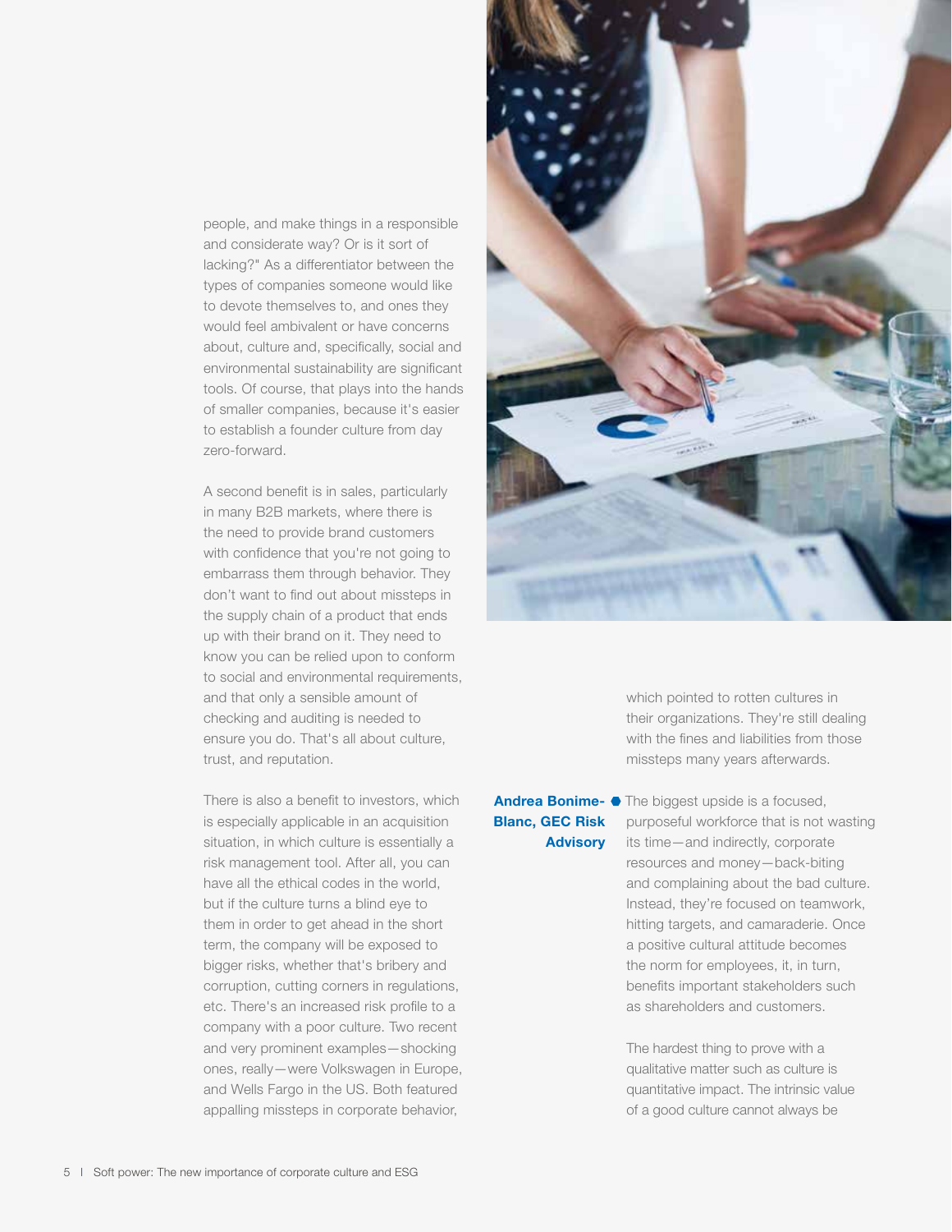people, and make things in a responsible and considerate way? Or is it sort of lacking?" As a differentiator between the types of companies someone would like to devote themselves to, and ones they would feel ambivalent or have concerns about, culture and, specifically, social and environmental sustainability are significant tools. Of course, that plays into the hands of smaller companies, because it's easier to establish a founder culture from day zero-forward.

A second benefit is in sales, particularly in many B2B markets, where there is the need to provide brand customers with confidence that you're not going to embarrass them through behavior. They don't want to find out about missteps in the supply chain of a product that ends up with their brand on it. They need to know you can be relied upon to conform to social and environmental requirements, and that only a sensible amount of checking and auditing is needed to ensure you do. That's all about culture, trust, and reputation.

There is also a benefit to investors, which is especially applicable in an acquisition situation, in which culture is essentially a risk management tool. After all, you can have all the ethical codes in the world, but if the culture turns a blind eye to them in order to get ahead in the short term, the company will be exposed to bigger risks, whether that's bribery and corruption, cutting corners in regulations, etc. There's an increased risk profile to a company with a poor culture. Two recent and very prominent examples—shocking ones, really—were Volkswagen in Europe, and Wells Fargo in the US. Both featured appalling missteps in corporate behavior, which pointed to rotten cultures in their organizations. They're still dealing with the fines and liabilities from those missteps many years afterwards.

**Andrea Bonime-Blanc, GEC Risk Advisory**

The biggest upside is a focused, purposeful workforce that is not wasting its time—and indirectly, corporate resources and money—back-biting and complaining about the bad culture. Instead, they're focused on teamwork, hitting targets, and camaraderie. Once a positive cultural attitude becomes the norm for employees, it, in turn, benefits important stakeholders such as shareholders and customers.

The hardest thing to prove with a qualitative matter such as culture is quantitative impact. The intrinsic value of a good culture cannot always be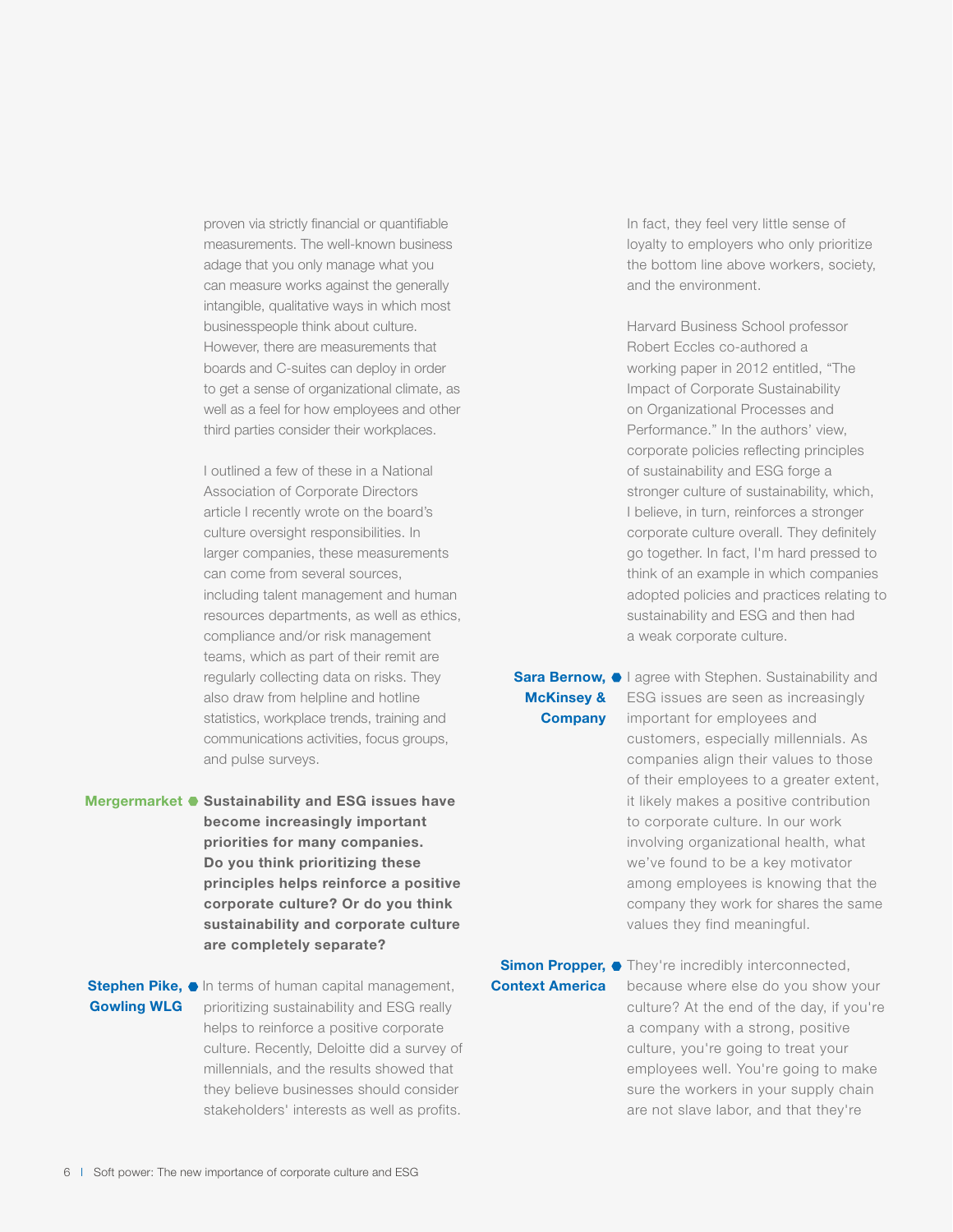proven via strictly financial or quantifiable measurements. The well-known business adage that you only manage what you can measure works against the generally intangible, qualitative ways in which most businesspeople think about culture. However, there are measurements that boards and C-suites can deploy in order to get a sense of organizational climate, as well as a feel for how employees and other third parties consider their workplaces.

I outlined a few of these in a National Association of Corporate Directors article I recently wrote on the board's culture oversight responsibilities. In larger companies, these measurements can come from several sources, including talent management and human resources departments, as well as ethics, compliance and/or risk management teams, which as part of their remit are regularly collecting data on risks. They also draw from helpline and hotline statistics, workplace trends, training and communications activities, focus groups, and pulse surveys.

**Mergermarket** **Sustainability and ESG issues have become increasingly important priorities for many companies. Do you think prioritizing these principles helps reinforce a positive corporate culture? Or do you think sustainability and corporate culture are completely separate?**

**Stephen Pike, Gowling WLG** In terms of human capital management, prioritizing sustainability and ESG really helps to reinforce a positive corporate culture. Recently, Deloitte did a survey of millennials, and the results showed that they believe businesses should consider stakeholders' interests as well as profits. In fact, they feel very little sense of loyalty to employers who only prioritize the bottom line above workers, society, and the environment.

Harvard Business School professor Robert Eccles co-authored a working paper in 2012 entitled, "The Impact of Corporate Sustainability on Organizational Processes and Performance." In the authors' view, corporate policies reflecting principles of sustainability and ESG forge a stronger culture of sustainability, which, I believe, in turn, reinforces a stronger corporate culture overall. They definitely go together. In fact, I'm hard pressed to think of an example in which companies adopted policies and practices relating to sustainability and ESG and then had a weak corporate culture.

**Sara Bernow, McKinsey & Company** I agree with Stephen. Sustainability and ESG issues are seen as increasingly important for employees and customers, especially millennials. As companies align their values to those of their employees to a greater extent, it likely makes a positive contribution to corporate culture. In our work involving organizational health, what we've found to be a key motivator among employees is knowing that the company they work for shares the same values they find meaningful.

**Simon Propper, Context America** They're incredibly interconnected, because where else do you show your culture? At the end of the day, if you're a company with a strong, positive culture, you're going to treat your employees well. You're going to make sure the workers in your supply chain are not slave labor, and that they're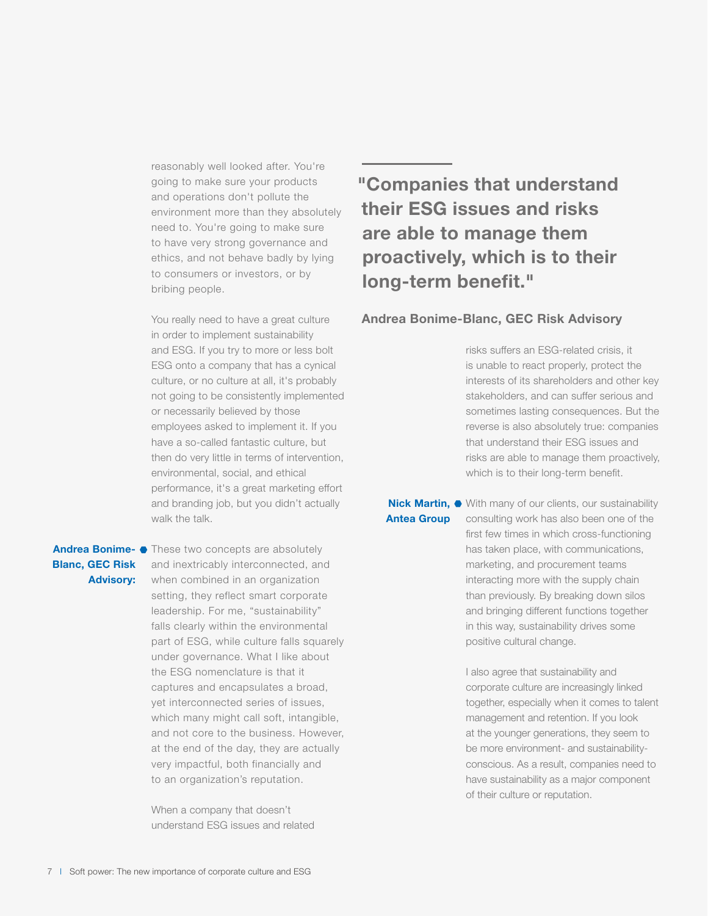reasonably well looked after. You're going to make sure your products and operations don't pollute the environment more than they absolutely need to. You're going to make sure to have very strong governance and ethics, and not behave badly by lying to consumers or investors, or by bribing people.

You really need to have a great culture in order to implement sustainability and ESG. If you try to more or less bolt ESG onto a company that has a cynical culture, or no culture at all, it's probably not going to be consistently implemented or necessarily believed by those employees asked to implement it. If you have a so-called fantastic culture, but then do very little in terms of intervention, environmental, social, and ethical performance, it's a great marketing effort and branding job, but you didn't actually walk the talk.

**Andrea Bonime-Blanc, GEC Risk Advisory:** These two concepts are absolutely and inextricably interconnected, and when combined in an organization setting, they reflect smart corporate leadership. For me, "sustainability" falls clearly within the environmental part of ESG, while culture falls squarely under governance. What I like about the ESG nomenclature is that it captures and encapsulates a broad, yet interconnected series of issues, which many might call soft, intangible, and not core to the business. However, at the end of the day, they are actually very impactful, both financially and to an organization's reputation.

When a company that doesn't understand ESG issues and related risks suffers an ESG-related crisis, it is unable to react properly, protect the interests of its shareholders and other key stakeholders, and can suffer serious and sometimes lasting consequences. But the reverse is also absolutely true: companies that understand their ESG issues and risks are able to manage them proactively, which is to their long-term benefit.

> **"Companies that understand their ESG issues and risks are able to manage them proactively, which is to their long-term benefit."**
>
> **Andrea Bonime-Blanc, GEC Risk Advisory**

**Nick Martin, Antea Group** With many of our clients, our sustainability consulting work has also been one of the first few times in which cross-functioning has taken place, with communications, marketing, and procurement teams interacting more with the supply chain than previously. By breaking down silos and bringing different functions together in this way, sustainability drives some positive cultural change.

I also agree that sustainability and corporate culture are increasingly linked together, especially when it comes to talent management and retention. If you look at the younger generations, they seem to be more environment- and sustainability-conscious. As a result, companies need to have sustainability as a major component of their culture or reputation.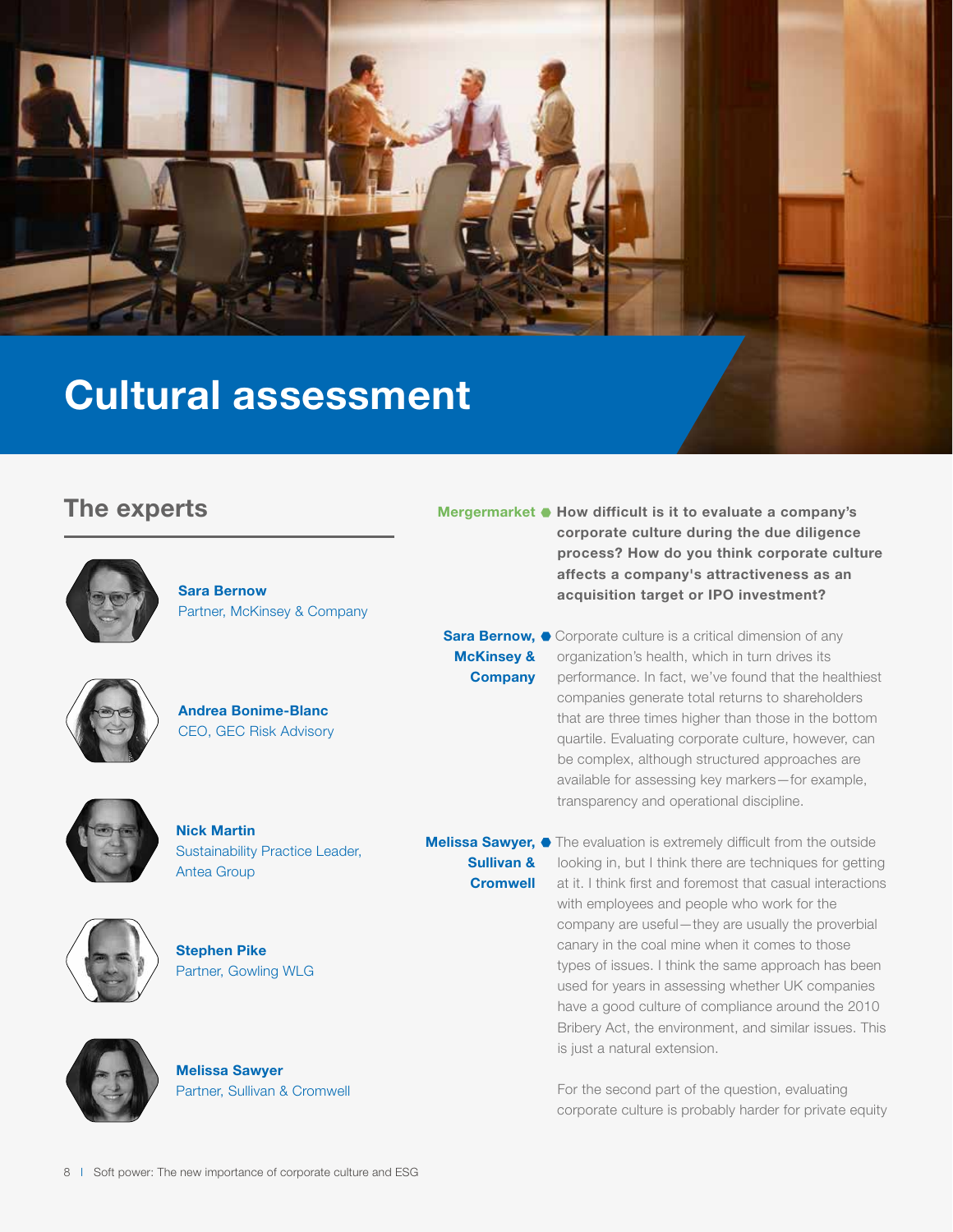# Cultural assessment

## The experts

**Sara Bernow**
Partner, McKinsey & Company

**Andrea Bonime-Blanc**
CEO, GEC Risk Advisory

**Nick Martin**
Sustainability Practice Leader, Antea Group

**Stephen Pike**
Partner, Gowling WLG

**Melissa Sawyer**
Partner, Sullivan & Cromwell

**Mergermarket** ● **How difficult is it to evaluate a company's corporate culture during the due diligence process? How do you think corporate culture affects a company's attractiveness as an acquisition target or IPO investment?**

**Sara Bernow, McKinsey & Company** ● Corporate culture is a critical dimension of any organization's health, which in turn drives its performance. In fact, we've found that the healthiest companies generate total returns to shareholders that are three times higher than those in the bottom quartile. Evaluating corporate culture, however, can be complex, although structured approaches are available for assessing key markers—for example, transparency and operational discipline.

**Melissa Sawyer, Sullivan & Cromwell** ● The evaluation is extremely difficult from the outside looking in, but I think there are techniques for getting at it. I think first and foremost that casual interactions with employees and people who work for the company are useful—they are usually the proverbial canary in the coal mine when it comes to those types of issues. I think the same approach has been used for years in assessing whether UK companies have a good culture of compliance around the 2010 Bribery Act, the environment, and similar issues. This is just a natural extension.

For the second part of the question, evaluating corporate culture is probably harder for private equity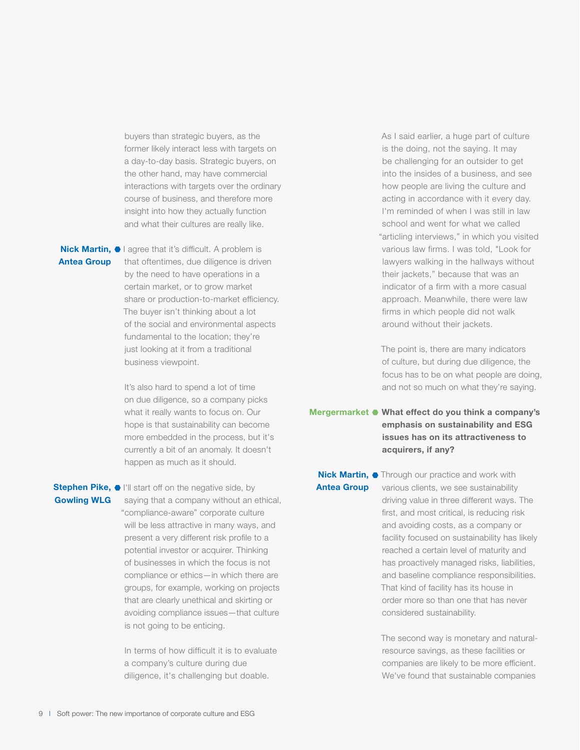buyers than strategic buyers, as the former likely interact less with targets on a day-to-day basis. Strategic buyers, on the other hand, may have commercial interactions with targets over the ordinary course of business, and therefore more insight into how they actually function and what their cultures are really like.

**Nick Martin, Antea Group** I agree that it's difficult. A problem is that oftentimes, due diligence is driven by the need to have operations in a certain market, or to grow market share or production-to-market efficiency. The buyer isn't thinking about a lot of the social and environmental aspects fundamental to the location; they're just looking at it from a traditional business viewpoint.

It's also hard to spend a lot of time on due diligence, so a company picks what it really wants to focus on. Our hope is that sustainability can become more embedded in the process, but it's currently a bit of an anomaly. It doesn't happen as much as it should.

**Stephen Pike, Gowling WLG** I'll start off on the negative side, by saying that a company without an ethical, "compliance-aware" corporate culture will be less attractive in many ways, and present a very different risk profile to a potential investor or acquirer. Thinking of businesses in which the focus is not compliance or ethics—in which there are groups, for example, working on projects that are clearly unethical and skirting or avoiding compliance issues—that culture is not going to be enticing.

In terms of how difficult it is to evaluate a company's culture during due diligence, it's challenging but doable.

As I said earlier, a huge part of culture is the doing, not the saying. It may be challenging for an outsider to get into the insides of a business, and see how people are living the culture and acting in accordance with it every day. I'm reminded of when I was still in law school and went for what we called "articling interviews," in which you visited various law firms. I was told, "Look for lawyers walking in the hallways without their jackets," because that was an indicator of a firm with a more casual approach. Meanwhile, there were law firms in which people did not walk around without their jackets.

The point is, there are many indicators of culture, but during due diligence, the focus has to be on what people are doing, and not so much on what they're saying.

**Mergermarket** **What effect do you think a company's emphasis on sustainability and ESG issues has on its attractiveness to acquirers, if any?**

**Nick Martin, Antea Group** Through our practice and work with various clients, we see sustainability driving value in three different ways. The first, and most critical, is reducing risk and avoiding costs, as a company or facility focused on sustainability has likely reached a certain level of maturity and has proactively managed risks, liabilities, and baseline compliance responsibilities. That kind of facility has its house in order more so than one that has never considered sustainability.

The second way is monetary and natural-resource savings, as these facilities or companies are likely to be more efficient. We've found that sustainable companies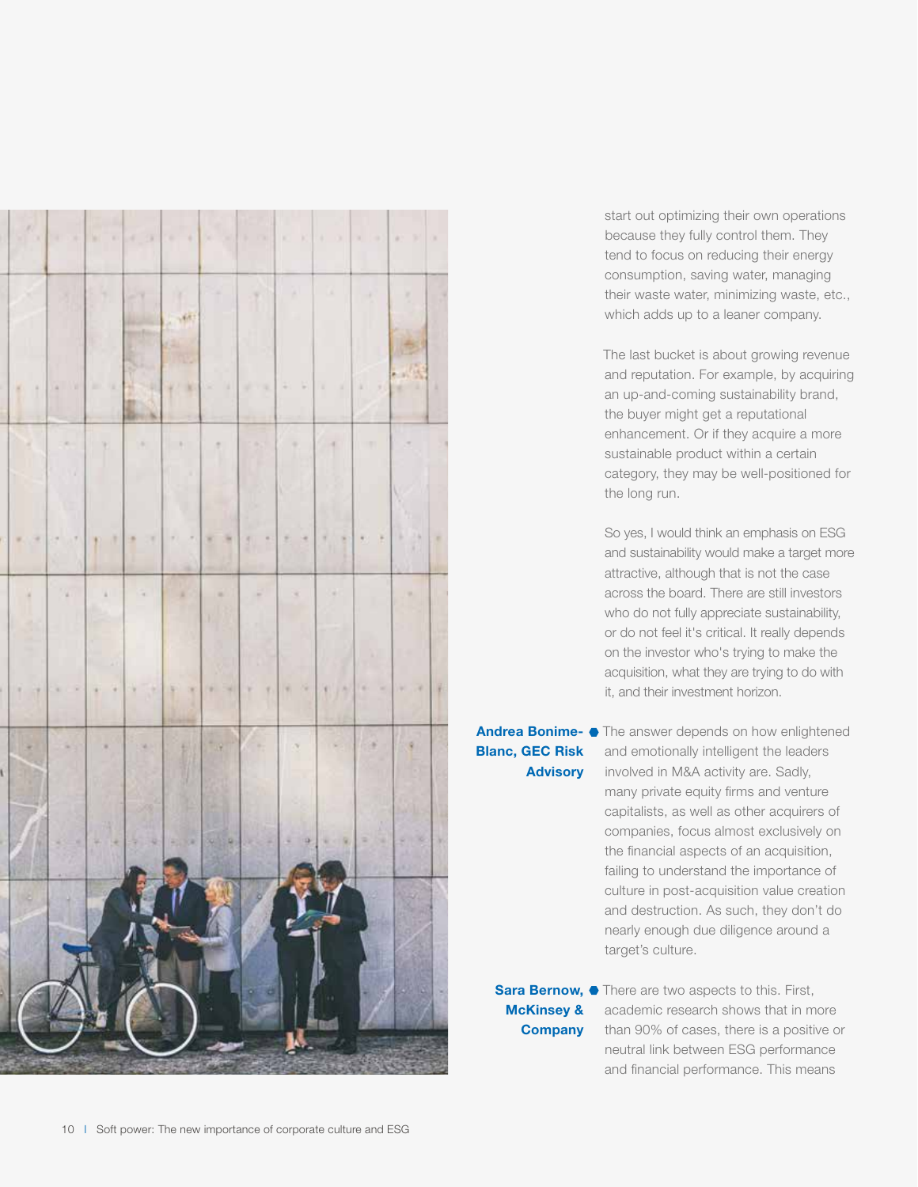start out optimizing their own operations because they fully control them. They tend to focus on reducing their energy consumption, saving water, managing their waste water, minimizing waste, etc., which adds up to a leaner company.

The last bucket is about growing revenue and reputation. For example, by acquiring an up-and-coming sustainability brand, the buyer might get a reputational enhancement. Or if they acquire a more sustainable product within a certain category, they may be well-positioned for the long run.

So yes, I would think an emphasis on ESG and sustainability would make a target more attractive, although that is not the case across the board. There are still investors who do not fully appreciate sustainability, or do not feel it's critical. It really depends on the investor who's trying to make the acquisition, what they are trying to do with it, and their investment horizon.

**Andrea Bonime-Blanc, GEC Risk Advisory** The answer depends on how enlightened and emotionally intelligent the leaders involved in M&A activity are. Sadly, many private equity firms and venture capitalists, as well as other acquirers of companies, focus almost exclusively on the financial aspects of an acquisition, failing to understand the importance of culture in post-acquisition value creation and destruction. As such, they don't do nearly enough due diligence around a target's culture.

**Sara Bernow, McKinsey & Company** There are two aspects to this. First, academic research shows that in more than 90% of cases, there is a positive or neutral link between ESG performance and financial performance. This means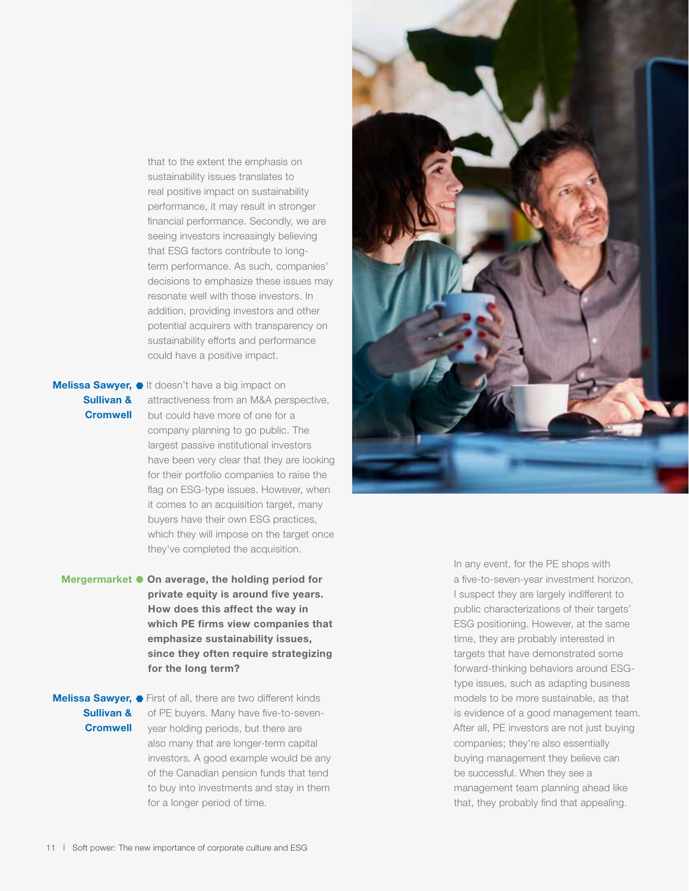that to the extent the emphasis on sustainability issues translates to real positive impact on sustainability performance, it may result in stronger financial performance. Secondly, we are seeing investors increasingly believing that ESG factors contribute to long-term performance. As such, companies' decisions to emphasize these issues may resonate well with those investors. In addition, providing investors and other potential acquirers with transparency on sustainability efforts and performance could have a positive impact.

**Melissa Sawyer, Sullivan & Cromwell** It doesn't have a big impact on attractiveness from an M&A perspective, but could have more of one for a company planning to go public. The largest passive institutional investors have been very clear that they are looking for their portfolio companies to raise the flag on ESG-type issues. However, when it comes to an acquisition target, many buyers have their own ESG practices, which they will impose on the target once they've completed the acquisition.

**Mergermarket** **On average, the holding period for private equity is around five years. How does this affect the way in which PE firms view companies that emphasize sustainability issues, since they often require strategizing for the long term?**

**Melissa Sawyer, Sullivan & Cromwell** First of all, there are two different kinds of PE buyers. Many have five-to-seven-year holding periods, but there are also many that are longer-term capital investors. A good example would be any of the Canadian pension funds that tend to buy into investments and stay in them for a longer period of time.

In any event, for the PE shops with a five-to-seven-year investment horizon, I suspect they are largely indifferent to public characterizations of their targets' ESG positioning. However, at the same time, they are probably interested in targets that have demonstrated some forward-thinking behaviors around ESG-type issues, such as adapting business models to be more sustainable, as that is evidence of a good management team. After all, PE investors are not just buying companies; they're also essentially buying management they believe can be successful. When they see a management team planning ahead like that, they probably find that appealing.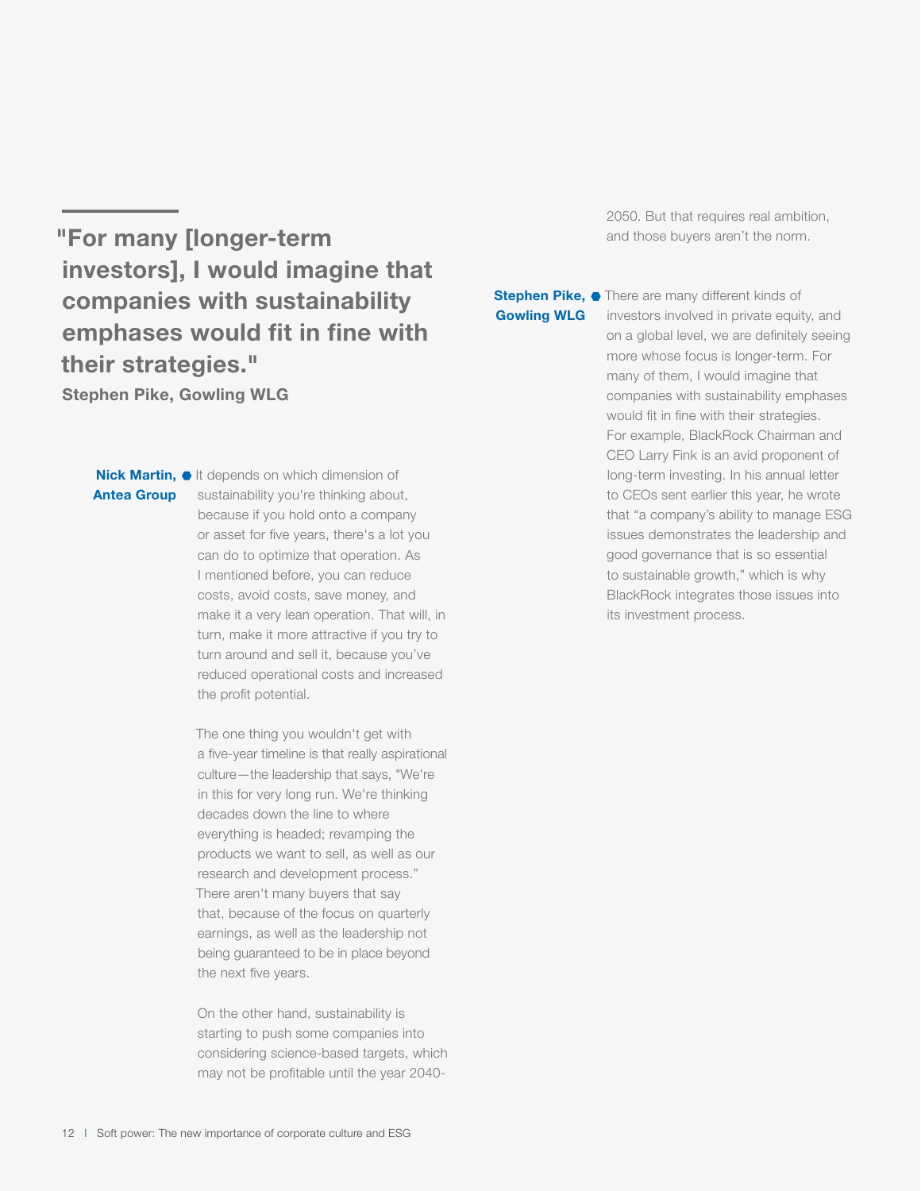> **"For many [longer-term investors], I would imagine that companies with sustainability emphases would fit in fine with their strategies."**
>
> **Stephen Pike, Gowling WLG**

**Nick Martin, Antea Group** It depends on which dimension of sustainability you're thinking about, because if you hold onto a company or asset for five years, there's a lot you can do to optimize that operation. As I mentioned before, you can reduce costs, avoid costs, save money, and make it a very lean operation. That will, in turn, make it more attractive if you try to turn around and sell it, because you've reduced operational costs and increased the profit potential.

The one thing you wouldn't get with a five-year timeline is that really aspirational culture—the leadership that says, "We're in this for very long run. We're thinking decades down the line to where everything is headed; revamping the products we want to sell, as well as our research and development process." There aren't many buyers that say that, because of the focus on quarterly earnings, as well as the leadership not being guaranteed to be in place beyond the next five years.

On the other hand, sustainability is starting to push some companies into considering science-based targets, which may not be profitable until the year 2040-2050. But that requires real ambition, and those buyers aren't the norm.

**Stephen Pike, Gowling WLG** There are many different kinds of investors involved in private equity, and on a global level, we are definitely seeing more whose focus is longer-term. For many of them, I would imagine that companies with sustainability emphases would fit in fine with their strategies. For example, BlackRock Chairman and CEO Larry Fink is an avid proponent of long-term investing. In his annual letter to CEOs sent earlier this year, he wrote that "a company's ability to manage ESG issues demonstrates the leadership and good governance that is so essential to sustainable growth," which is why BlackRock integrates those issues into its investment process.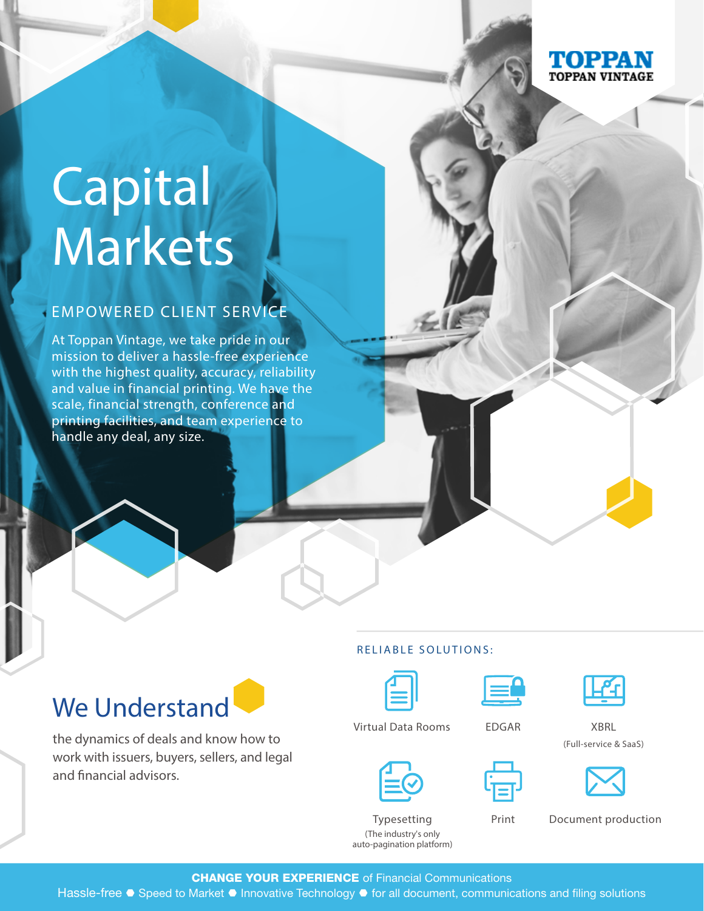**TOPPAN**
**TOPPAN VINTAGE**

# Capital Markets

## EMPOWERED CLIENT SERVICE

At Toppan Vintage, we take pride in our mission to deliver a hassle-free experience with the highest quality, accuracy, reliability and value in financial printing. We have the scale, financial strength, conference and printing facilities, and team experience to handle any deal, any size.

## We Understand

the dynamics of deals and know how to work with issuers, buyers, sellers, and legal and financial advisors.

### RELIABLE SOLUTIONS:

- Virtual Data Rooms
- EDGAR
- XBRL (Full-service & SaaS)
- Typesetting (The industry's only auto-pagination platform)
- Print
- Document production

**CHANGE YOUR EXPERIENCE** of Financial Communications

Hassle-free • Speed to Market • Innovative Technology • for all document, communications and filing solutions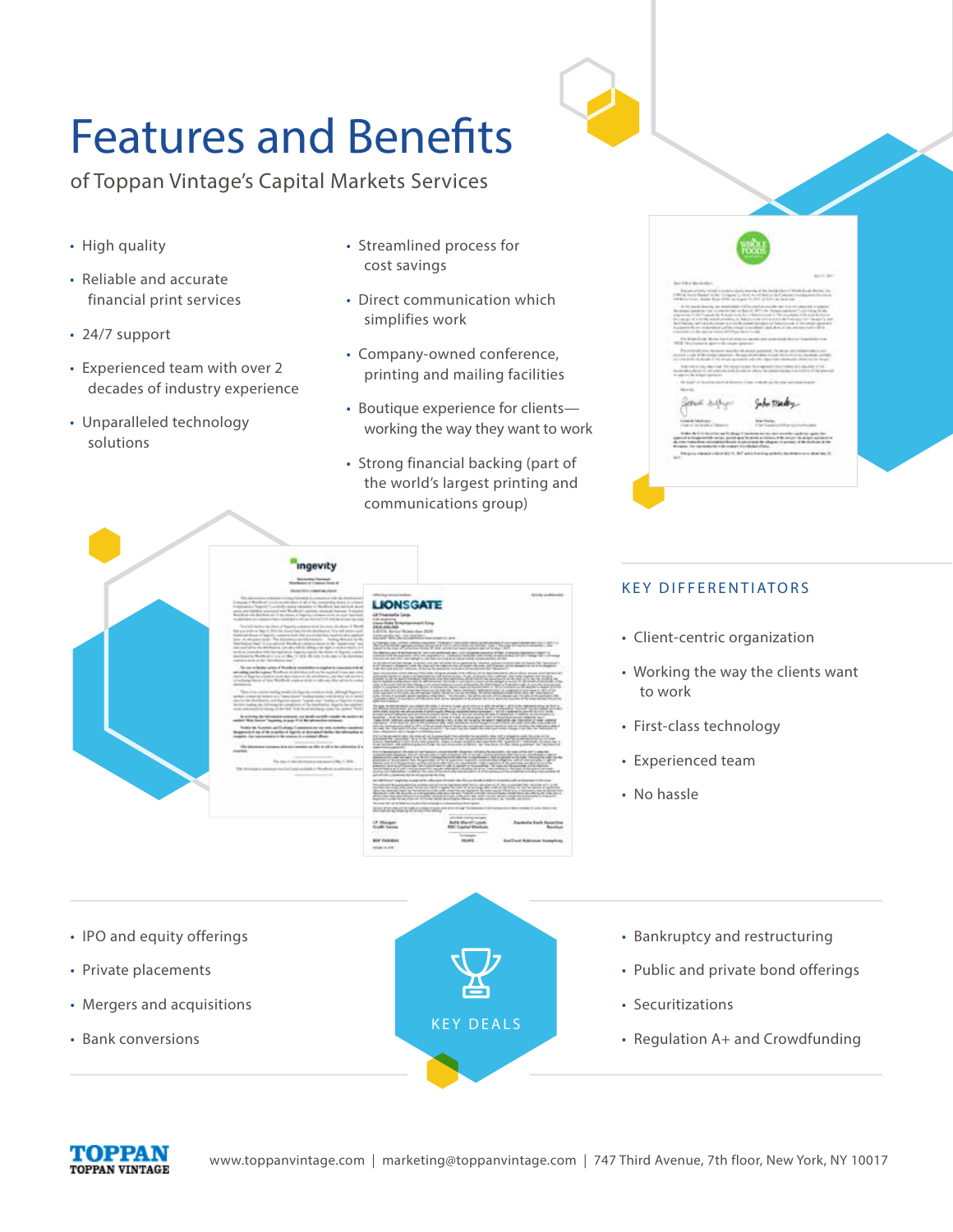# Features and Benefits

of Toppan Vintage's Capital Markets Services

- High quality
- Reliable and accurate financial print services
- 24/7 support
- Experienced team with over 2 decades of industry experience
- Unparalleled technology solutions
- Streamlined process for cost savings
- Direct communication which simplifies work
- Company-owned conference, printing and mailing facilities
- Boutique experience for clients—working the way they want to work
- Strong financial backing (part of the world's largest printing and communications group)

## KEY DIFFERENTIATORS

- Client-centric organization
- Working the way the clients want to work
- First-class technology
- Experienced team
- No hassle

## KEY DEALS

- IPO and equity offerings
- Private placements
- Mergers and acquisitions
- Bank conversions
- Bankruptcy and restructuring
- Public and private bond offerings
- Securitizations
- Regulation A+ and Crowdfunding

TOPPAN
TOPPAN VINTAGE

www.toppanvintage.com | marketing@toppanvintage.com | 747 Third Avenue, 7th floor, New York, NY 10017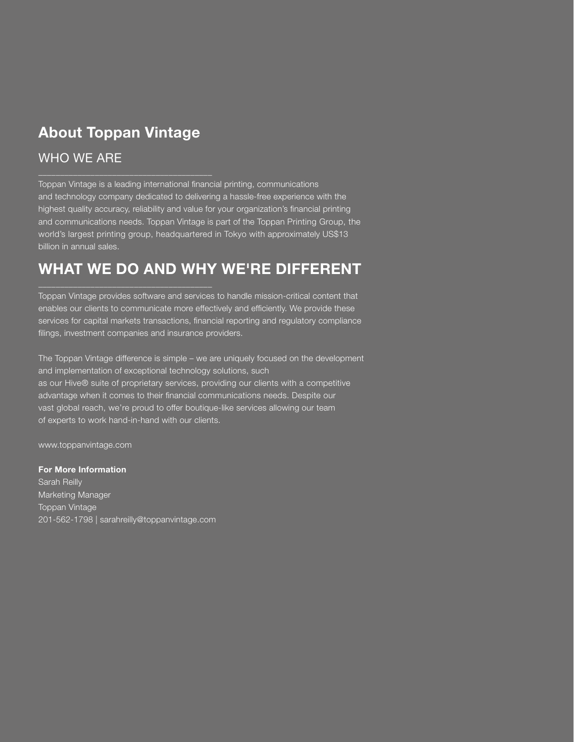# About Toppan Vintage

## WHO WE ARE

Toppan Vintage is a leading international financial printing, communications and technology company dedicated to delivering a hassle-free experience with the highest quality accuracy, reliability and value for your organization's financial printing and communications needs. Toppan Vintage is part of the Toppan Printing Group, the world's largest printing group, headquartered in Tokyo with approximately US$13 billion in annual sales.

## WHAT WE DO AND WHY WE'RE DIFFERENT

Toppan Vintage provides software and services to handle mission-critical content that enables our clients to communicate more effectively and efficiently. We provide these services for capital markets transactions, financial reporting and regulatory compliance filings, investment companies and insurance providers.

The Toppan Vintage difference is simple – we are uniquely focused on the development and implementation of exceptional technology solutions, such as our Hive® suite of proprietary services, providing our clients with a competitive advantage when it comes to their financial communications needs. Despite our vast global reach, we're proud to offer boutique-like services allowing our team of experts to work hand-in-hand with our clients.

www.toppanvintage.com

**For More Information**
Sarah Reilly
Marketing Manager
Toppan Vintage
201-562-1798 | sarahreilly@toppanvintage.com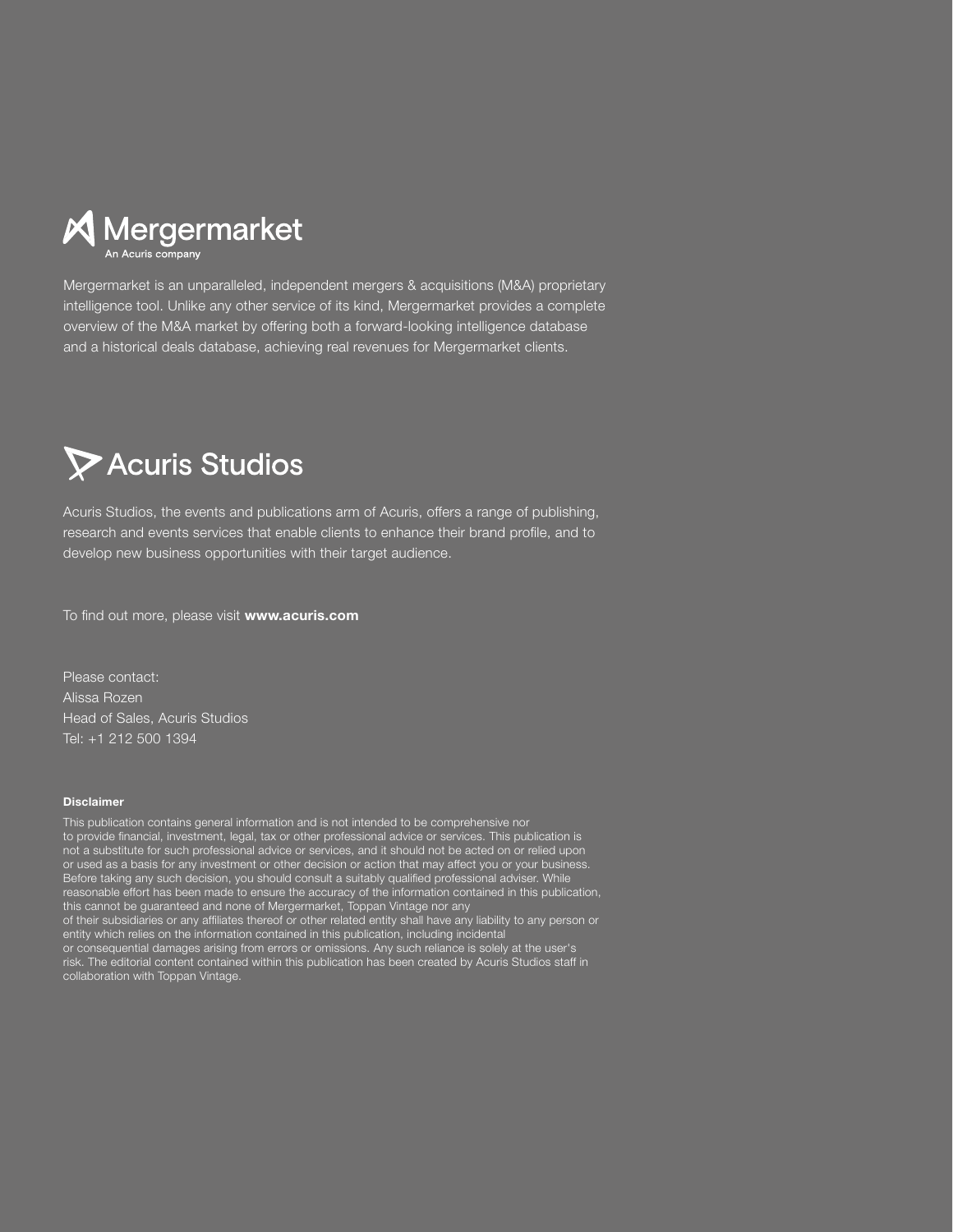# Mergermarket

An Acuris company

Mergermarket is an unparalleled, independent mergers & acquisitions (M&A) proprietary intelligence tool. Unlike any other service of its kind, Mergermarket provides a complete overview of the M&A market by offering both a forward-looking intelligence database and a historical deals database, achieving real revenues for Mergermarket clients.

# Acuris Studios

Acuris Studios, the events and publications arm of Acuris, offers a range of publishing, research and events services that enable clients to enhance their brand profile, and to develop new business opportunities with their target audience.

To find out more, please visit **www.acuris.com**

Please contact:
Alissa Rozen
Head of Sales, Acuris Studios
Tel: +1 212 500 1394

**Disclaimer**

This publication contains general information and is not intended to be comprehensive nor to provide financial, investment, legal, tax or other professional advice or services. This publication is not a substitute for such professional advice or services, and it should not be acted on or relied upon or used as a basis for any investment or other decision or action that may affect you or your business. Before taking any such decision, you should consult a suitably qualified professional adviser. While reasonable effort has been made to ensure the accuracy of the information contained in this publication, this cannot be guaranteed and none of Mergermarket, Toppan Vintage nor any of their subsidiaries or any affiliates thereof or other related entity shall have any liability to any person or entity which relies on the information contained in this publication, including incidental or consequential damages arising from errors or omissions. Any such reliance is solely at the user's risk. The editorial content contained within this publication has been created by Acuris Studios staff in collaboration with Toppan Vintage.